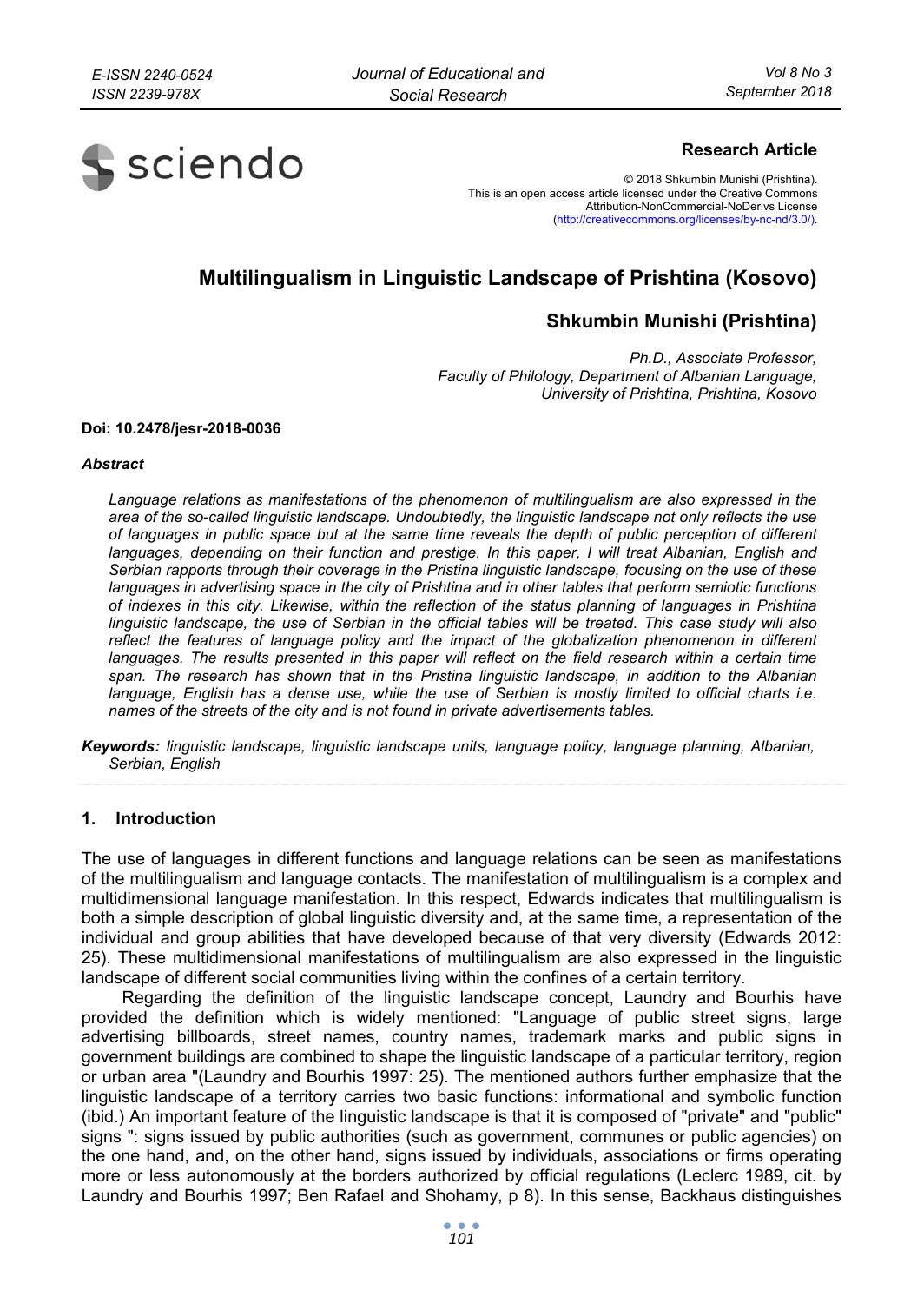**Research Article**

© 2018 Shkumbin Munishi (Prishtina).
This is an open access article licensed under the Creative Commons Attribution-NonCommercial-NoDerivs License (http://creativecommons.org/licenses/by-nc-nd/3.0/).

# Multilingualism in Linguistic Landscape of Prishtina (Kosovo)

## Shkumbin Munishi (Prishtina)

*Ph.D., Associate Professor,*
*Faculty of Philology, Department of Albanian Language,*
*University of Prishtina, Prishtina, Kosovo*

**Doi: 10.2478/jesr-2018-0036**

***Abstract***

*Language relations as manifestations of the phenomenon of multilingualism are also expressed in the area of the so-called linguistic landscape. Undoubtedly, the linguistic landscape not only reflects the use of languages in public space but at the same time reveals the depth of public perception of different languages, depending on their function and prestige. In this paper, I will treat Albanian, English and Serbian rapports through their coverage in the Pristina linguistic landscape, focusing on the use of these languages in advertising space in the city of Prishtina and in other tables that perform semiotic functions of indexes in this city. Likewise, within the reflection of the status planning of languages in Prishtina linguistic landscape, the use of Serbian in the official tables will be treated. This case study will also reflect the features of language policy and the impact of the globalization phenomenon in different languages. The results presented in this paper will reflect on the field research within a certain time span. The research has shown that in the Pristina linguistic landscape, in addition to the Albanian language, English has a dense use, while the use of Serbian is mostly limited to official charts i.e. names of the streets of the city and is not found in private advertisements tables.*

***Keywords:*** *linguistic landscape, linguistic landscape units, language policy, language planning, Albanian, Serbian, English*

## 1. Introduction

The use of languages in different functions and language relations can be seen as manifestations of the multilingualism and language contacts. The manifestation of multilingualism is a complex and multidimensional language manifestation. In this respect, Edwards indicates that multilingualism is both a simple description of global linguistic diversity and, at the same time, a representation of the individual and group abilities that have developed because of that very diversity (Edwards 2012: 25). These multidimensional manifestations of multilingualism are also expressed in the linguistic landscape of different social communities living within the confines of a certain territory.

Regarding the definition of the linguistic landscape concept, Laundry and Bourhis have provided the definition which is widely mentioned: "Language of public street signs, large advertising billboards, street names, country names, trademark marks and public signs in government buildings are combined to shape the linguistic landscape of a particular territory, region or urban area "(Laundry and Bourhis 1997: 25). The mentioned authors further emphasize that the linguistic landscape of a territory carries two basic functions: informational and symbolic function (ibid.) An important feature of the linguistic landscape is that it is composed of "private" and "public" signs ": signs issued by public authorities (such as government, communes or public agencies) on the one hand, and, on the other hand, signs issued by individuals, associations or firms operating more or less autonomously at the borders authorized by official regulations (Leclerc 1989, cit. by Laundry and Bourhis 1997; Ben Rafael and Shohamy, p 8). In this sense, Backhaus distinguishes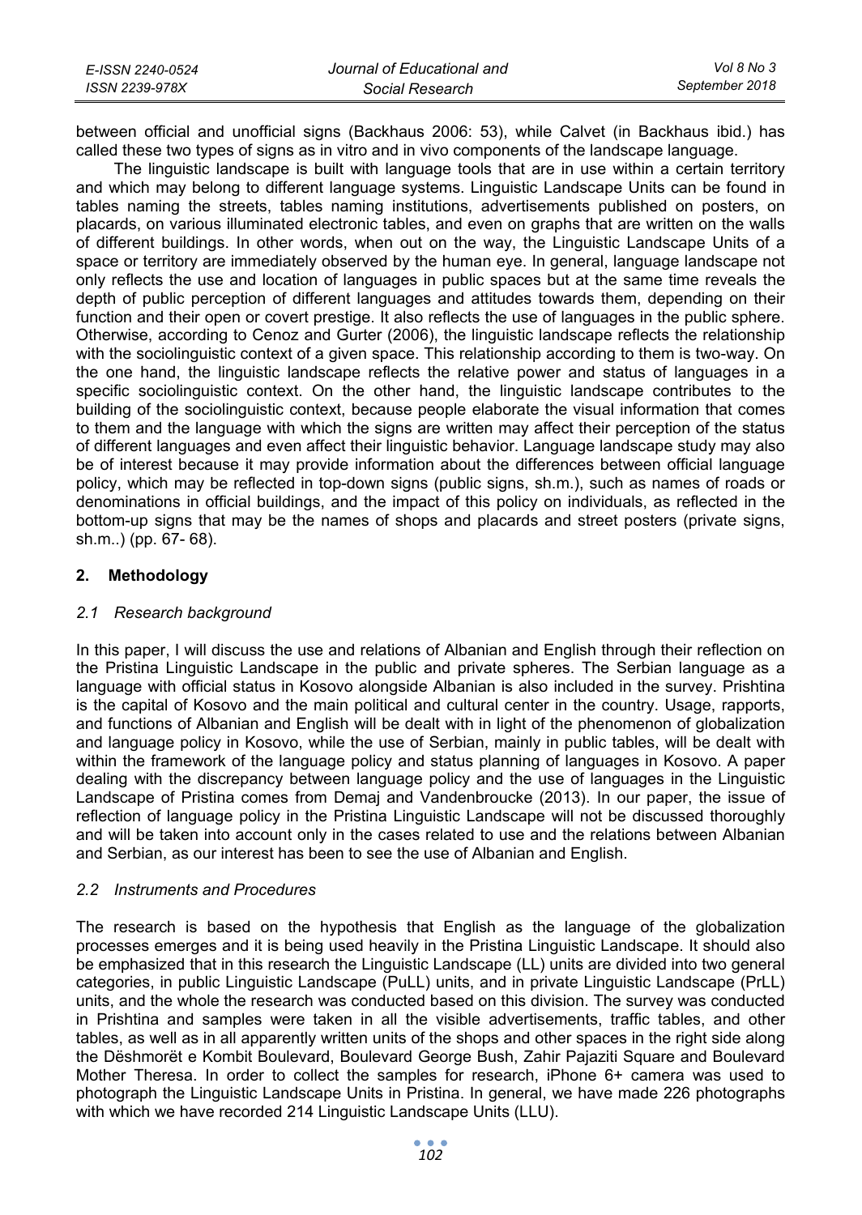between official and unofficial signs (Backhaus 2006: 53), while Calvet (in Backhaus ibid.) has called these two types of signs as in vitro and in vivo components of the landscape language.

The linguistic landscape is built with language tools that are in use within a certain territory and which may belong to different language systems. Linguistic Landscape Units can be found in tables naming the streets, tables naming institutions, advertisements published on posters, on placards, on various illuminated electronic tables, and even on graphs that are written on the walls of different buildings. In other words, when out on the way, the Linguistic Landscape Units of a space or territory are immediately observed by the human eye. In general, language landscape not only reflects the use and location of languages in public spaces but at the same time reveals the depth of public perception of different languages and attitudes towards them, depending on their function and their open or covert prestige. It also reflects the use of languages in the public sphere. Otherwise, according to Cenoz and Gurter (2006), the linguistic landscape reflects the relationship with the sociolinguistic context of a given space. This relationship according to them is two-way. On the one hand, the linguistic landscape reflects the relative power and status of languages in a specific sociolinguistic context. On the other hand, the linguistic landscape contributes to the building of the sociolinguistic context, because people elaborate the visual information that comes to them and the language with which the signs are written may affect their perception of the status of different languages and even affect their linguistic behavior. Language landscape study may also be of interest because it may provide information about the differences between official language policy, which may be reflected in top-down signs (public signs, sh.m.), such as names of roads or denominations in official buildings, and the impact of this policy on individuals, as reflected in the bottom-up signs that may be the names of shops and placards and street posters (private signs, sh.m..) (pp. 67- 68).

## 2. Methodology

### *2.1 Research background*

In this paper, I will discuss the use and relations of Albanian and English through their reflection on the Pristina Linguistic Landscape in the public and private spheres. The Serbian language as a language with official status in Kosovo alongside Albanian is also included in the survey. Prishtina is the capital of Kosovo and the main political and cultural center in the country. Usage, rapports, and functions of Albanian and English will be dealt with in light of the phenomenon of globalization and language policy in Kosovo, while the use of Serbian, mainly in public tables, will be dealt with within the framework of the language policy and status planning of languages in Kosovo. A paper dealing with the discrepancy between language policy and the use of languages in the Linguistic Landscape of Pristina comes from Demaj and Vandenbroucke (2013). In our paper, the issue of reflection of language policy in the Pristina Linguistic Landscape will not be discussed thoroughly and will be taken into account only in the cases related to use and the relations between Albanian and Serbian, as our interest has been to see the use of Albanian and English.

### *2.2 Instruments and Procedures*

The research is based on the hypothesis that English as the language of the globalization processes emerges and it is being used heavily in the Pristina Linguistic Landscape. It should also be emphasized that in this research the Linguistic Landscape (LL) units are divided into two general categories, in public Linguistic Landscape (PuLL) units, and in private Linguistic Landscape (PrLL) units, and the whole the research was conducted based on this division. The survey was conducted in Prishtina and samples were taken in all the visible advertisements, traffic tables, and other tables, as well as in all apparently written units of the shops and other spaces in the right side along the Dëshmorët e Kombit Boulevard, Boulevard George Bush, Zahir Pajaziti Square and Boulevard Mother Theresa. In order to collect the samples for research, iPhone 6+ camera was used to photograph the Linguistic Landscape Units in Pristina. In general, we have made 226 photographs with which we have recorded 214 Linguistic Landscape Units (LLU).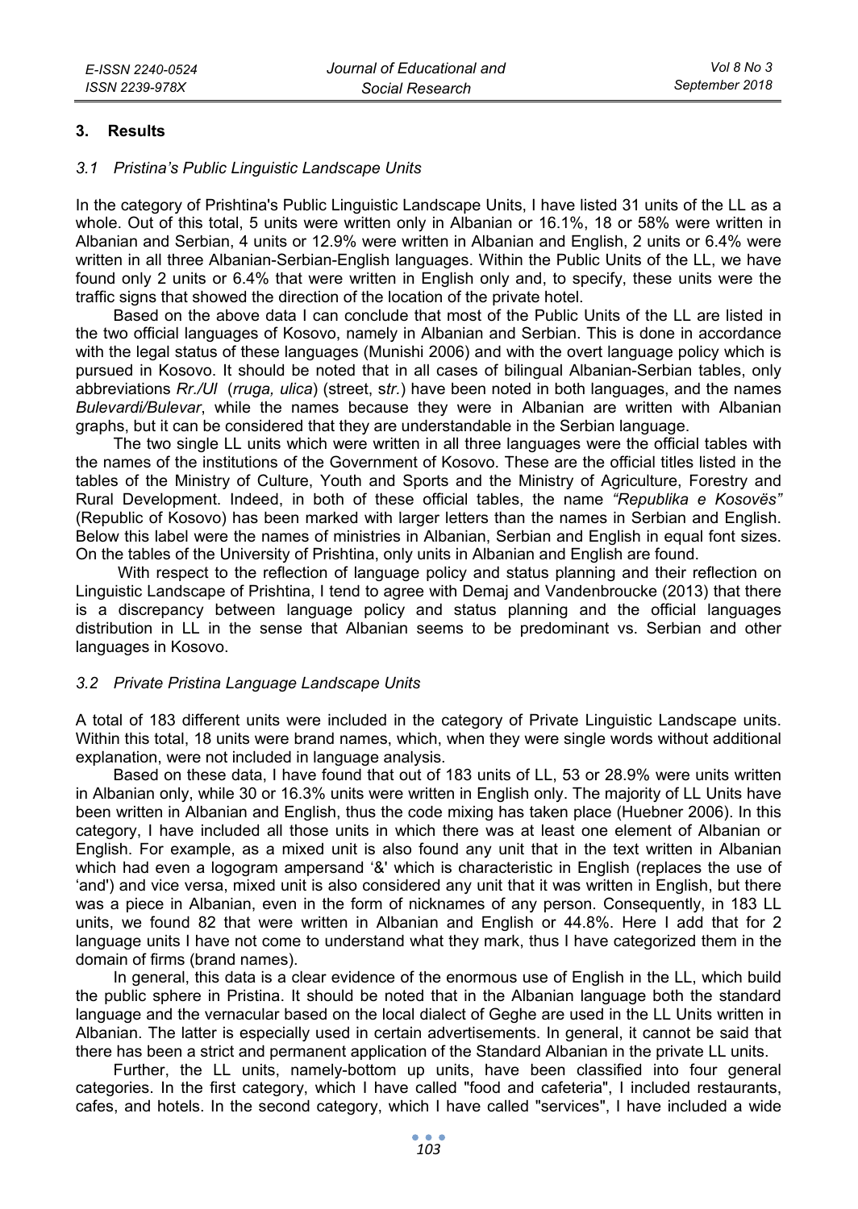## 3. Results

### 3.1 Pristina's Public Linguistic Landscape Units

In the category of Prishtina's Public Linguistic Landscape Units, I have listed 31 units of the LL as a whole. Out of this total, 5 units were written only in Albanian or 16.1%, 18 or 58% were written in Albanian and Serbian, 4 units or 12.9% were written in Albanian and English, 2 units or 6.4% were written in all three Albanian-Serbian-English languages. Within the Public Units of the LL, we have found only 2 units or 6.4% that were written in English only and, to specify, these units were the traffic signs that showed the direction of the location of the private hotel.

Based on the above data I can conclude that most of the Public Units of the LL are listed in the two official languages of Kosovo, namely in Albanian and Serbian. This is done in accordance with the legal status of these languages (Munishi 2006) and with the overt language policy which is pursued in Kosovo. It should be noted that in all cases of bilingual Albanian-Serbian tables, only abbreviations *Rr./Ul* (*rruga, ulica*) (street, s*tr.*) have been noted in both languages, and the names *Bulevardi/Bulevar*, while the names because they were in Albanian are written with Albanian graphs, but it can be considered that they are understandable in the Serbian language.

The two single LL units which were written in all three languages were the official tables with the names of the institutions of the Government of Kosovo. These are the official titles listed in the tables of the Ministry of Culture, Youth and Sports and the Ministry of Agriculture, Forestry and Rural Development. Indeed, in both of these official tables, the name *"Republika e Kosovës"* (Republic of Kosovo) has been marked with larger letters than the names in Serbian and English. Below this label were the names of ministries in Albanian, Serbian and English in equal font sizes. On the tables of the University of Prishtina, only units in Albanian and English are found.

With respect to the reflection of language policy and status planning and their reflection on Linguistic Landscape of Prishtina, I tend to agree with Demaj and Vandenbroucke (2013) that there is a discrepancy between language policy and status planning and the official languages distribution in LL in the sense that Albanian seems to be predominant vs. Serbian and other languages in Kosovo.

### 3.2 Private Pristina Language Landscape Units

A total of 183 different units were included in the category of Private Linguistic Landscape units. Within this total, 18 units were brand names, which, when they were single words without additional explanation, were not included in language analysis.

Based on these data, I have found that out of 183 units of LL, 53 or 28.9% were units written in Albanian only, while 30 or 16.3% units were written in English only. The majority of LL Units have been written in Albanian and English, thus the code mixing has taken place (Huebner 2006). In this category, I have included all those units in which there was at least one element of Albanian or English. For example, as a mixed unit is also found any unit that in the text written in Albanian which had even a logogram ampersand '&' which is characteristic in English (replaces the use of 'and') and vice versa, mixed unit is also considered any unit that it was written in English, but there was a piece in Albanian, even in the form of nicknames of any person. Consequently, in 183 LL units, we found 82 that were written in Albanian and English or 44.8%. Here I add that for 2 language units I have not come to understand what they mark, thus I have categorized them in the domain of firms (brand names).

In general, this data is a clear evidence of the enormous use of English in the LL, which build the public sphere in Pristina. It should be noted that in the Albanian language both the standard language and the vernacular based on the local dialect of Geghe are used in the LL Units written in Albanian. The latter is especially used in certain advertisements. In general, it cannot be said that there has been a strict and permanent application of the Standard Albanian in the private LL units.

Further, the LL units, namely-bottom up units, have been classified into four general categories. In the first category, which I have called "food and cafeteria", I included restaurants, cafes, and hotels. In the second category, which I have called "services", I have included a wide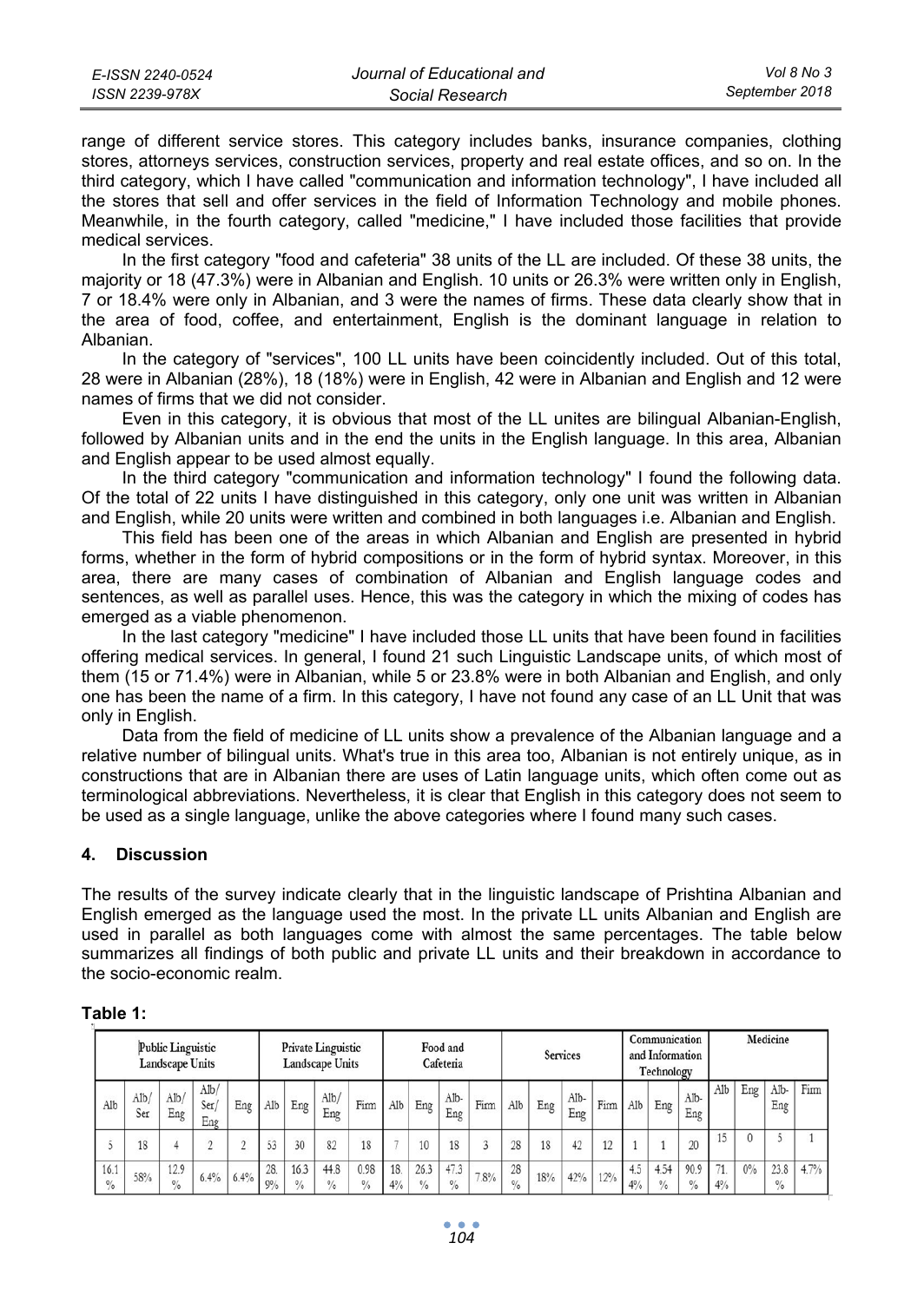range of different service stores. This category includes banks, insurance companies, clothing stores, attorneys services, construction services, property and real estate offices, and so on. In the third category, which I have called "communication and information technology", I have included all the stores that sell and offer services in the field of Information Technology and mobile phones. Meanwhile, in the fourth category, called "medicine," I have included those facilities that provide medical services.

In the first category "food and cafeteria" 38 units of the LL are included. Of these 38 units, the majority or 18 (47.3%) were in Albanian and English. 10 units or 26.3% were written only in English, 7 or 18.4% were only in Albanian, and 3 were the names of firms. These data clearly show that in the area of food, coffee, and entertainment, English is the dominant language in relation to Albanian.

In the category of "services", 100 LL units have been coincidently included. Out of this total, 28 were in Albanian (28%), 18 (18%) were in English, 42 were in Albanian and English and 12 were names of firms that we did not consider.

Even in this category, it is obvious that most of the LL unites are bilingual Albanian-English, followed by Albanian units and in the end the units in the English language. In this area, Albanian and English appear to be used almost equally.

In the third category "communication and information technology" I found the following data. Of the total of 22 units I have distinguished in this category, only one unit was written in Albanian and English, while 20 units were written and combined in both languages i.e. Albanian and English.

This field has been one of the areas in which Albanian and English are presented in hybrid forms, whether in the form of hybrid compositions or in the form of hybrid syntax. Moreover, in this area, there are many cases of combination of Albanian and English language codes and sentences, as well as parallel uses. Hence, this was the category in which the mixing of codes has emerged as a viable phenomenon.

In the last category "medicine" I have included those LL units that have been found in facilities offering medical services. In general, I found 21 such Linguistic Landscape units, of which most of them (15 or 71.4%) were in Albanian, while 5 or 23.8% were in both Albanian and English, and only one has been the name of a firm. In this category, I have not found any case of an LL Unit that was only in English.

Data from the field of medicine of LL units show a prevalence of the Albanian language and a relative number of bilingual units. What's true in this area too, Albanian is not entirely unique, as in constructions that are in Albanian there are uses of Latin language units, which often come out as terminological abbreviations. Nevertheless, it is clear that English in this category does not seem to be used as a single language, unlike the above categories where I found many such cases.

## 4. Discussion

The results of the survey indicate clearly that in the linguistic landscape of Prishtina Albanian and English emerged as the language used the most. In the private LL units Albanian and English are used in parallel as both languages come with almost the same percentages. The table below summarizes all findings of both public and private LL units and their breakdown in accordance to the socio-economic realm.

**Table 1:**

| Public Linguistic Landscape Units | | | | | Private Linguistic Landscape Units | | | | Food and Cafeteria | | | | Services | | | | Communication and Information Technology | | | Medicine | | | |
|---|---|---|---|---|---|---|---|---|---|---|---|---|---|---|---|---|---|---|---|---|---|---|---|
| Alb | Alb/ Ser | Alb/ Eng | Alb/ Ser/ Eng | Eng | Alb | Eng | Alb/ Eng | Firm | Alb | Eng | Alb-Eng | Firm | Alb | Eng | Alb-Eng | Firm | Alb | Eng | Alb-Eng | Alb | Eng | Alb-Eng | Firm |
| 5 | 18 | 4 | 2 | 2 | 53 | 30 | 82 | 18 | 7 | 10 | 18 | 3 | 28 | 18 | 42 | 12 | 1 | 1 | 20 | 15 | 0 | 5 | 1 |
| 16.1% | 58% | 12.9% | 6.4% | 6.4% | 28.9% | 16.3% | 44.8% | 0.98% | 18.4% | 26.3% | 47.3% | 7.8% | 28% | 18% | 42% | 12% | 4.54% | 4.54% | 90.9% | 71.4% | 0% | 23.8% | 4.7% |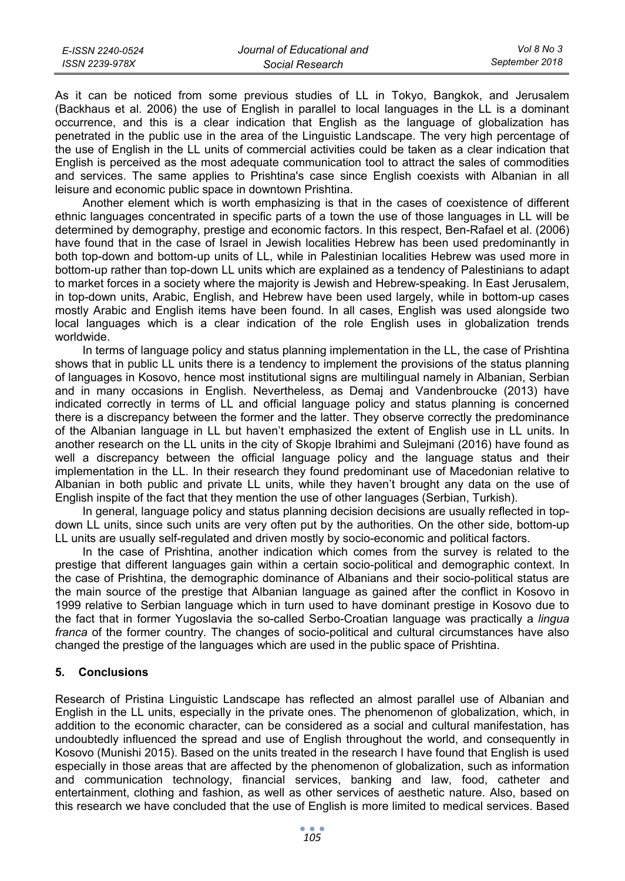As it can be noticed from some previous studies of LL in Tokyo, Bangkok, and Jerusalem (Backhaus et al. 2006) the use of English in parallel to local languages in the LL is a dominant occurrence, and this is a clear indication that English as the language of globalization has penetrated in the public use in the area of the Linguistic Landscape. The very high percentage of the use of English in the LL units of commercial activities could be taken as a clear indication that English is perceived as the most adequate communication tool to attract the sales of commodities and services. The same applies to Prishtina's case since English coexists with Albanian in all leisure and economic public space in downtown Prishtina.

Another element which is worth emphasizing is that in the cases of coexistence of different ethnic languages concentrated in specific parts of a town the use of those languages in LL will be determined by demography, prestige and economic factors. In this respect, Ben-Rafael et al. (2006) have found that in the case of Israel in Jewish localities Hebrew has been used predominantly in both top-down and bottom-up units of LL, while in Palestinian localities Hebrew was used more in bottom-up rather than top-down LL units which are explained as a tendency of Palestinians to adapt to market forces in a society where the majority is Jewish and Hebrew-speaking. In East Jerusalem, in top-down units, Arabic, English, and Hebrew have been used largely, while in bottom-up cases mostly Arabic and English items have been found. In all cases, English was used alongside two local languages which is a clear indication of the role English uses in globalization trends worldwide.

In terms of language policy and status planning implementation in the LL, the case of Prishtina shows that in public LL units there is a tendency to implement the provisions of the status planning of languages in Kosovo, hence most institutional signs are multilingual namely in Albanian, Serbian and in many occasions in English. Nevertheless, as Demaj and Vandenbroucke (2013) have indicated correctly in terms of LL and official language policy and status planning is concerned there is a discrepancy between the former and the latter. They observe correctly the predominance of the Albanian language in LL but haven't emphasized the extent of English use in LL units. In another research on the LL units in the city of Skopje Ibrahimi and Sulejmani (2016) have found as well a discrepancy between the official language policy and the language status and their implementation in the LL. In their research they found predominant use of Macedonian relative to Albanian in both public and private LL units, while they haven't brought any data on the use of English inspite of the fact that they mention the use of other languages (Serbian, Turkish).

In general, language policy and status planning decision decisions are usually reflected in top-down LL units, since such units are very often put by the authorities. On the other side, bottom-up LL units are usually self-regulated and driven mostly by socio-economic and political factors.

In the case of Prishtina, another indication which comes from the survey is related to the prestige that different languages gain within a certain socio-political and demographic context. In the case of Prishtina, the demographic dominance of Albanians and their socio-political status are the main source of the prestige that Albanian language as gained after the conflict in Kosovo in 1999 relative to Serbian language which in turn used to have dominant prestige in Kosovo due to the fact that in former Yugoslavia the so-called Serbo-Croatian language was practically a *lingua franca* of the former country. The changes of socio-political and cultural circumstances have also changed the prestige of the languages which are used in the public space of Prishtina.

## 5. Conclusions

Research of Pristina Linguistic Landscape has reflected an almost parallel use of Albanian and English in the LL units, especially in the private ones. The phenomenon of globalization, which, in addition to the economic character, can be considered as a social and cultural manifestation, has undoubtedly influenced the spread and use of English throughout the world, and consequently in Kosovo (Munishi 2015). Based on the units treated in the research I have found that English is used especially in those areas that are affected by the phenomenon of globalization, such as information and communication technology, financial services, banking and law, food, catheter and entertainment, clothing and fashion, as well as other services of aesthetic nature. Also, based on this research we have concluded that the use of English is more limited to medical services. Based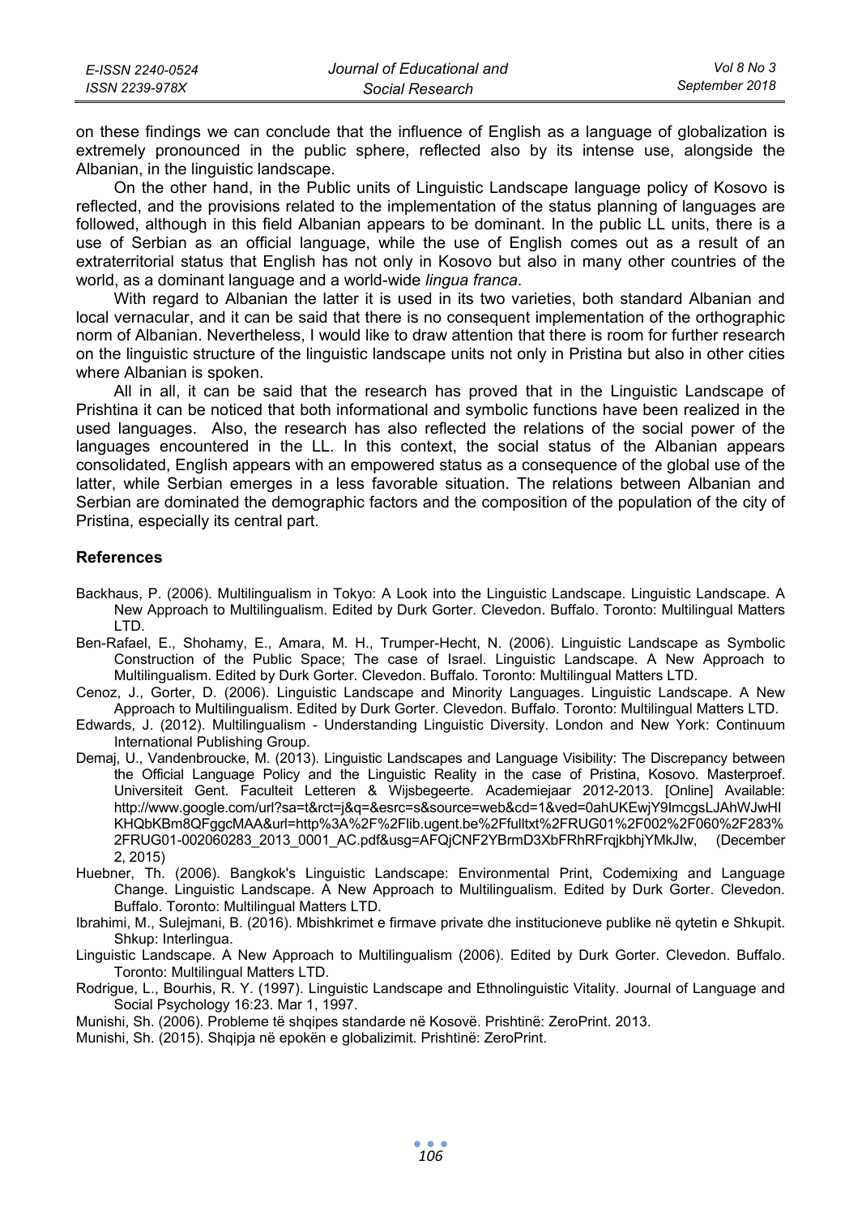on these findings we can conclude that the influence of English as a language of globalization is extremely pronounced in the public sphere, reflected also by its intense use, alongside the Albanian, in the linguistic landscape.

On the other hand, in the Public units of Linguistic Landscape language policy of Kosovo is reflected, and the provisions related to the implementation of the status planning of languages are followed, although in this field Albanian appears to be dominant. In the public LL units, there is a use of Serbian as an official language, while the use of English comes out as a result of an extraterritorial status that English has not only in Kosovo but also in many other countries of the world, as a dominant language and a world-wide *lingua franca*.

With regard to Albanian the latter it is used in its two varieties, both standard Albanian and local vernacular, and it can be said that there is no consequent implementation of the orthographic norm of Albanian. Nevertheless, I would like to draw attention that there is room for further research on the linguistic structure of the linguistic landscape units not only in Pristina but also in other cities where Albanian is spoken.

All in all, it can be said that the research has proved that in the Linguistic Landscape of Prishtina it can be noticed that both informational and symbolic functions have been realized in the used languages. Also, the research has also reflected the relations of the social power of the languages encountered in the LL. In this context, the social status of the Albanian appears consolidated, English appears with an empowered status as a consequence of the global use of the latter, while Serbian emerges in a less favorable situation. The relations between Albanian and Serbian are dominated the demographic factors and the composition of the population of the city of Pristina, especially its central part.

## References

Backhaus, P. (2006). Multilingualism in Tokyo: A Look into the Linguistic Landscape. Linguistic Landscape. A New Approach to Multilingualism. Edited by Durk Gorter. Clevedon. Buffalo. Toronto: Multilingual Matters LTD.

Ben-Rafael, E., Shohamy, E., Amara, M. H., Trumper-Hecht, N. (2006). Linguistic Landscape as Symbolic Construction of the Public Space; The case of Israel. Linguistic Landscape. A New Approach to Multilingualism. Edited by Durk Gorter. Clevedon. Buffalo. Toronto: Multilingual Matters LTD.

Cenoz, J., Gorter, D. (2006). Linguistic Landscape and Minority Languages. Linguistic Landscape. A New Approach to Multilingualism. Edited by Durk Gorter. Clevedon. Buffalo. Toronto: Multilingual Matters LTD.

Edwards, J. (2012). Multilingualism - Understanding Linguistic Diversity. London and New York: Continuum International Publishing Group.

Demaj, U., Vandenbroucke, M. (2013). Linguistic Landscapes and Language Visibility: The Discrepancy between the Official Language Policy and the Linguistic Reality in the case of Pristina, Kosovo. Masterproef. Universiteit Gent. Faculteit Letteren & Wijsbegeerte. Academiejaar 2012-2013. [Online] Available: http://www.google.com/url?sa=t&rct=j&q=&esrc=s&source=web&cd=1&ved=0ahUKEwjY9ImcgsLJAhWJwHIKHQbKBm8QFggcMAA&url=http%3A%2F%2Flib.ugent.be%2Ffulltxt%2FRUG01%2F002%2F060%2F283%2FRUG01-002060283_2013_0001_AC.pdf&usg=AFQjCNF2YBrmD3XbFRhRFrqjkbhjYMkJIw, (December 2, 2015)

Huebner, Th. (2006). Bangkok's Linguistic Landscape: Environmental Print, Codemixing and Language Change. Linguistic Landscape. A New Approach to Multilingualism. Edited by Durk Gorter. Clevedon. Buffalo. Toronto: Multilingual Matters LTD.

Ibrahimi, M., Sulejmani, B. (2016). Mbishkrimet e firmave private dhe institucioneve publike në qytetin e Shkupit. Shkup: Interlingua.

Linguistic Landscape. A New Approach to Multilingualism (2006). Edited by Durk Gorter. Clevedon. Buffalo. Toronto: Multilingual Matters LTD.

Rodrigue, L., Bourhis, R. Y. (1997). Linguistic Landscape and Ethnolinguistic Vitality. Journal of Language and Social Psychology 16:23. Mar 1, 1997.

Munishi, Sh. (2006). Probleme të shqipes standarde në Kosovë. Prishtinë: ZeroPrint. 2013.

Munishi, Sh. (2015). Shqipja në epokën e globalizimit. Prishtinë: ZeroPrint.